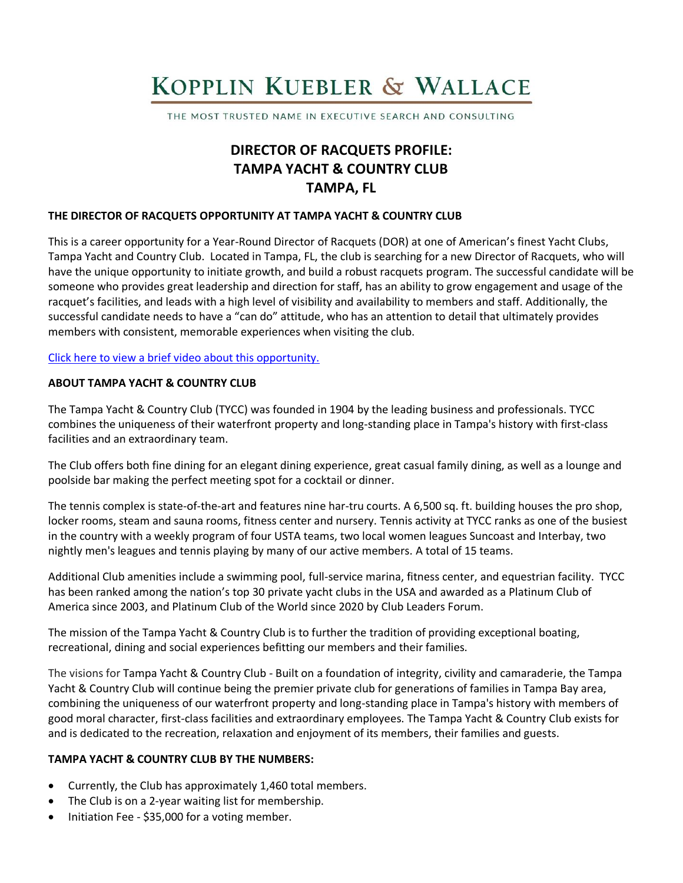# KOPPLIN KUEBLER & WALLACE

THE MOST TRUSTED NAME IN EXECUTIVE SEARCH AND CONSULTING

# DIRECTOR OF RACQUETS PROFILE:
# TAMPA YACHT & COUNTRY CLUB
# TAMPA, FL

**THE DIRECTOR OF RACQUETS OPPORTUNITY AT TAMPA YACHT & COUNTRY CLUB**

This is a career opportunity for a Year-Round Director of Racquets (DOR) at one of American's finest Yacht Clubs, Tampa Yacht and Country Club. Located in Tampa, FL, the club is searching for a new Director of Racquets, who will have the unique opportunity to initiate growth, and build a robust racquets program. The successful candidate will be someone who provides great leadership and direction for staff, has an ability to grow engagement and usage of the racquet's facilities, and leads with a high level of visibility and availability to members and staff. Additionally, the successful candidate needs to have a "can do" attitude, who has an attention to detail that ultimately provides members with consistent, memorable experiences when visiting the club.

Click here to view a brief video about this opportunity.

**ABOUT TAMPA YACHT & COUNTRY CLUB**

The Tampa Yacht & Country Club (TYCC) was founded in 1904 by the leading business and professionals. TYCC combines the uniqueness of their waterfront property and long-standing place in Tampa's history with first-class facilities and an extraordinary team.

The Club offers both fine dining for an elegant dining experience, great casual family dining, as well as a lounge and poolside bar making the perfect meeting spot for a cocktail or dinner.

The tennis complex is state-of-the-art and features nine har-tru courts. A 6,500 sq. ft. building houses the pro shop, locker rooms, steam and sauna rooms, fitness center and nursery. Tennis activity at TYCC ranks as one of the busiest in the country with a weekly program of four USTA teams, two local women leagues Suncoast and Interbay, two nightly men's leagues and tennis playing by many of our active members. A total of 15 teams.

Additional Club amenities include a swimming pool, full-service marina, fitness center, and equestrian facility. TYCC has been ranked among the nation's top 30 private yacht clubs in the USA and awarded as a Platinum Club of America since 2003, and Platinum Club of the World since 2020 by Club Leaders Forum.

The mission of the Tampa Yacht & Country Club is to further the tradition of providing exceptional boating, recreational, dining and social experiences befitting our members and their families.

The visions for Tampa Yacht & Country Club - Built on a foundation of integrity, civility and camaraderie, the Tampa Yacht & Country Club will continue being the premier private club for generations of families in Tampa Bay area, combining the uniqueness of our waterfront property and long-standing place in Tampa's history with members of good moral character, first-class facilities and extraordinary employees. The Tampa Yacht & Country Club exists for and is dedicated to the recreation, relaxation and enjoyment of its members, their families and guests.

**TAMPA YACHT & COUNTRY CLUB BY THE NUMBERS:**

- Currently, the Club has approximately 1,460 total members.
- The Club is on a 2-year waiting list for membership.
- Initiation Fee - $35,000 for a voting member.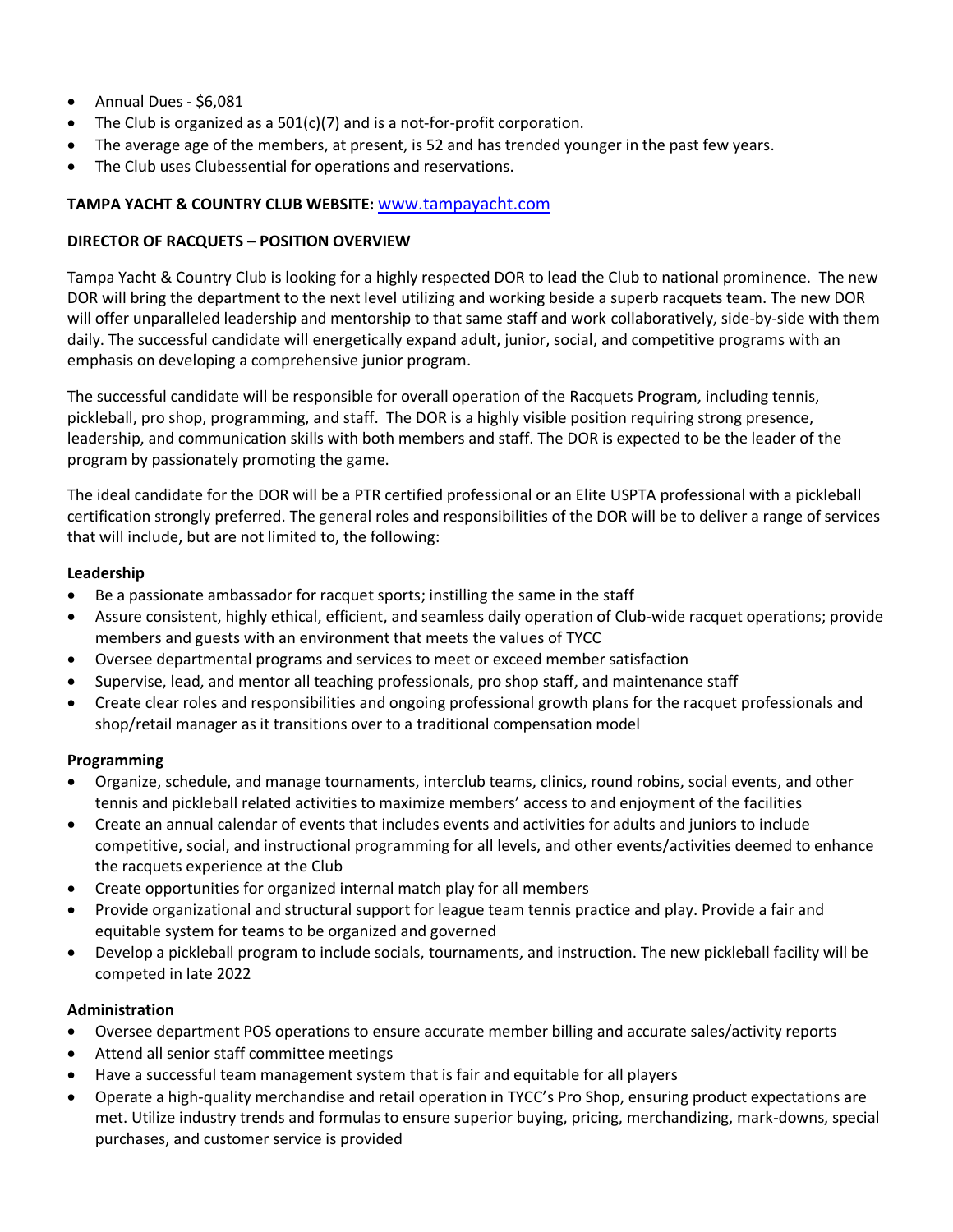- Annual Dues - $6,081
- The Club is organized as a 501(c)(7) and is a not-for-profit corporation.
- The average age of the members, at present, is 52 and has trended younger in the past few years.
- The Club uses Clubessential for operations and reservations.

**TAMPA YACHT & COUNTRY CLUB WEBSITE:** [www.tampayacht.com](http://www.tampayacht.com)

**DIRECTOR OF RACQUETS – POSITION OVERVIEW**

Tampa Yacht & Country Club is looking for a highly respected DOR to lead the Club to national prominence. The new DOR will bring the department to the next level utilizing and working beside a superb racquets team. The new DOR will offer unparalleled leadership and mentorship to that same staff and work collaboratively, side-by-side with them daily. The successful candidate will energetically expand adult, junior, social, and competitive programs with an emphasis on developing a comprehensive junior program.

The successful candidate will be responsible for overall operation of the Racquets Program, including tennis, pickleball, pro shop, programming, and staff. The DOR is a highly visible position requiring strong presence, leadership, and communication skills with both members and staff. The DOR is expected to be the leader of the program by passionately promoting the game.

The ideal candidate for the DOR will be a PTR certified professional or an Elite USPTA professional with a pickleball certification strongly preferred. The general roles and responsibilities of the DOR will be to deliver a range of services that will include, but are not limited to, the following:

**Leadership**

- Be a passionate ambassador for racquet sports; instilling the same in the staff
- Assure consistent, highly ethical, efficient, and seamless daily operation of Club-wide racquet operations; provide members and guests with an environment that meets the values of TYCC
- Oversee departmental programs and services to meet or exceed member satisfaction
- Supervise, lead, and mentor all teaching professionals, pro shop staff, and maintenance staff
- Create clear roles and responsibilities and ongoing professional growth plans for the racquet professionals and shop/retail manager as it transitions over to a traditional compensation model

**Programming**

- Organize, schedule, and manage tournaments, interclub teams, clinics, round robins, social events, and other tennis and pickleball related activities to maximize members' access to and enjoyment of the facilities
- Create an annual calendar of events that includes events and activities for adults and juniors to include competitive, social, and instructional programming for all levels, and other events/activities deemed to enhance the racquets experience at the Club
- Create opportunities for organized internal match play for all members
- Provide organizational and structural support for league team tennis practice and play. Provide a fair and equitable system for teams to be organized and governed
- Develop a pickleball program to include socials, tournaments, and instruction. The new pickleball facility will be competed in late 2022

**Administration**

- Oversee department POS operations to ensure accurate member billing and accurate sales/activity reports
- Attend all senior staff committee meetings
- Have a successful team management system that is fair and equitable for all players
- Operate a high-quality merchandise and retail operation in TYCC's Pro Shop, ensuring product expectations are met. Utilize industry trends and formulas to ensure superior buying, pricing, merchandizing, mark-downs, special purchases, and customer service is provided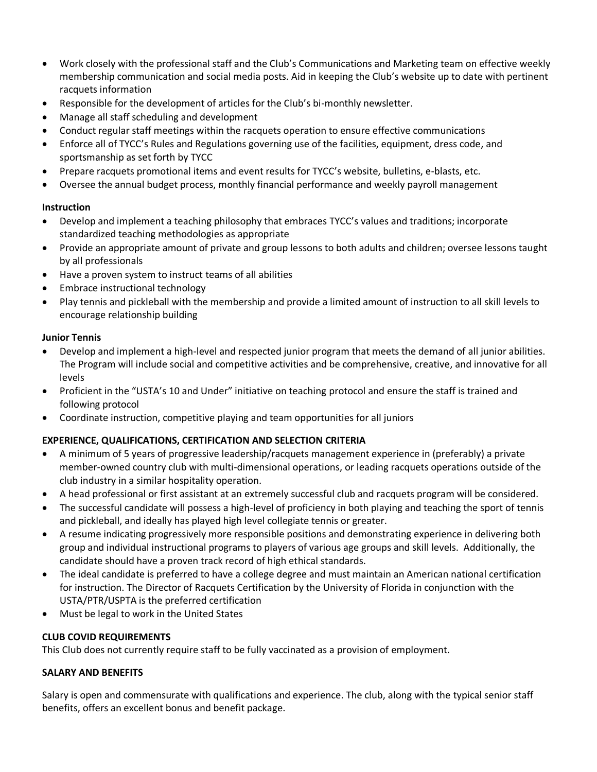- Work closely with the professional staff and the Club's Communications and Marketing team on effective weekly membership communication and social media posts. Aid in keeping the Club's website up to date with pertinent racquets information
- Responsible for the development of articles for the Club's bi-monthly newsletter.
- Manage all staff scheduling and development
- Conduct regular staff meetings within the racquets operation to ensure effective communications
- Enforce all of TYCC's Rules and Regulations governing use of the facilities, equipment, dress code, and sportsmanship as set forth by TYCC
- Prepare racquets promotional items and event results for TYCC's website, bulletins, e-blasts, etc.
- Oversee the annual budget process, monthly financial performance and weekly payroll management

**Instruction**

- Develop and implement a teaching philosophy that embraces TYCC's values and traditions; incorporate standardized teaching methodologies as appropriate
- Provide an appropriate amount of private and group lessons to both adults and children; oversee lessons taught by all professionals
- Have a proven system to instruct teams of all abilities
- Embrace instructional technology
- Play tennis and pickleball with the membership and provide a limited amount of instruction to all skill levels to encourage relationship building

**Junior Tennis**

- Develop and implement a high-level and respected junior program that meets the demand of all junior abilities. The Program will include social and competitive activities and be comprehensive, creative, and innovative for all levels
- Proficient in the "USTA's 10 and Under" initiative on teaching protocol and ensure the staff is trained and following protocol
- Coordinate instruction, competitive playing and team opportunities for all juniors

**EXPERIENCE, QUALIFICATIONS, CERTIFICATION AND SELECTION CRITERIA**

- A minimum of 5 years of progressive leadership/racquets management experience in (preferably) a private member-owned country club with multi-dimensional operations, or leading racquets operations outside of the club industry in a similar hospitality operation.
- A head professional or first assistant at an extremely successful club and racquets program will be considered.
- The successful candidate will possess a high-level of proficiency in both playing and teaching the sport of tennis and pickleball, and ideally has played high level collegiate tennis or greater.
- A resume indicating progressively more responsible positions and demonstrating experience in delivering both group and individual instructional programs to players of various age groups and skill levels. Additionally, the candidate should have a proven track record of high ethical standards.
- The ideal candidate is preferred to have a college degree and must maintain an American national certification for instruction. The Director of Racquets Certification by the University of Florida in conjunction with the USTA/PTR/USPTA is the preferred certification
- Must be legal to work in the United States

**CLUB COVID REQUIREMENTS**

This Club does not currently require staff to be fully vaccinated as a provision of employment.

**SALARY AND BENEFITS**

Salary is open and commensurate with qualifications and experience. The club, along with the typical senior staff benefits, offers an excellent bonus and benefit package.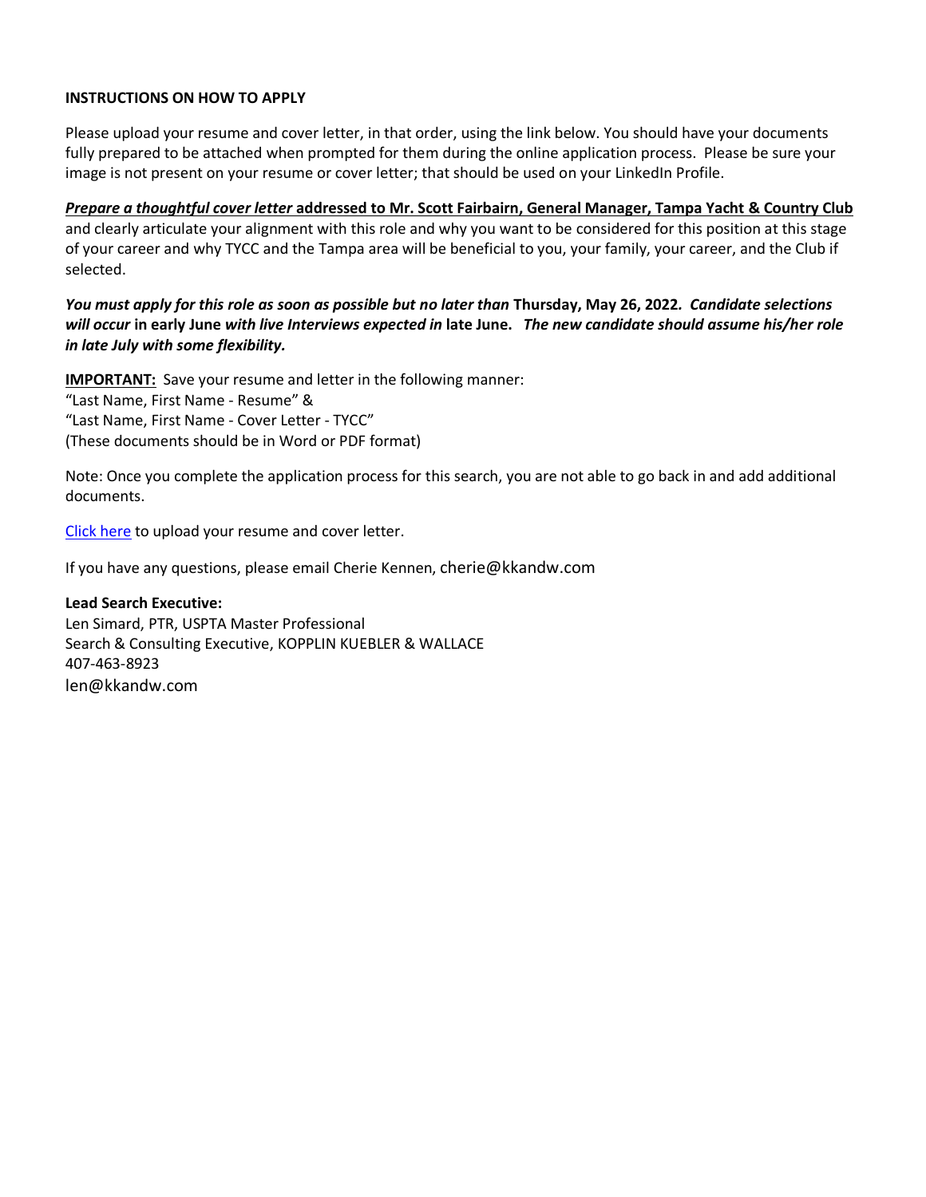**INSTRUCTIONS ON HOW TO APPLY**

Please upload your resume and cover letter, in that order, using the link below. You should have your documents fully prepared to be attached when prompted for them during the online application process. Please be sure your image is not present on your resume or cover letter; that should be used on your LinkedIn Profile.

***Prepare a thoughtful cover letter*** **addressed to Mr. Scott Fairbairn, General Manager, Tampa Yacht & Country Club** and clearly articulate your alignment with this role and why you want to be considered for this position at this stage of your career and why TYCC and the Tampa area will be beneficial to you, your family, your career, and the Club if selected.

***You must apply for this role as soon as possible but no later than*** **Thursday, May 26, 2022*. Candidate selections will occur*** **in early June** ***with live Interviews expected in*** **late June.** ***The new candidate should assume his/her role in late July with some flexibility.***

**IMPORTANT:** Save your resume and letter in the following manner:
"Last Name, First Name - Resume" &
"Last Name, First Name - Cover Letter - TYCC"
(These documents should be in Word or PDF format)

Note: Once you complete the application process for this search, you are not able to go back in and add additional documents.

Click here to upload your resume and cover letter.

If you have any questions, please email Cherie Kennen, cherie@kkandw.com

**Lead Search Executive:**
Len Simard, PTR, USPTA Master Professional
Search & Consulting Executive, KOPPLIN KUEBLER & WALLACE
407-463-8923
len@kkandw.com